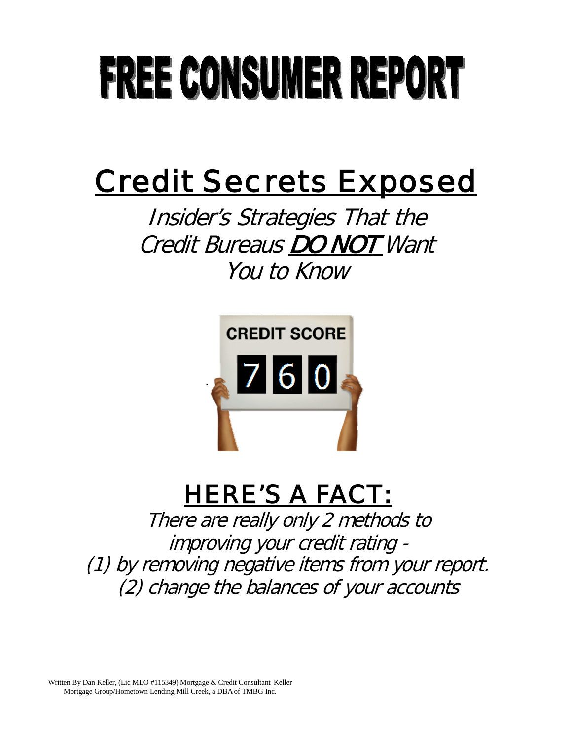# FREE CONSUMER REPORT

## Credit Secrets Exposed

*Insider's Strategies That the Credit Bureaus **DO NOT** Want You to Know*

## HERE'S A FACT:

*There are really only 2 methods to improving your credit rating -*
*(1) by removing negative items from your report.*
*(2) change the balances of your accounts*

Written By Dan Keller, (Lic MLO #115349) Mortgage & Credit Consultant Keller Mortgage Group/Hometown Lending Mill Creek, a DBA of TMBG Inc.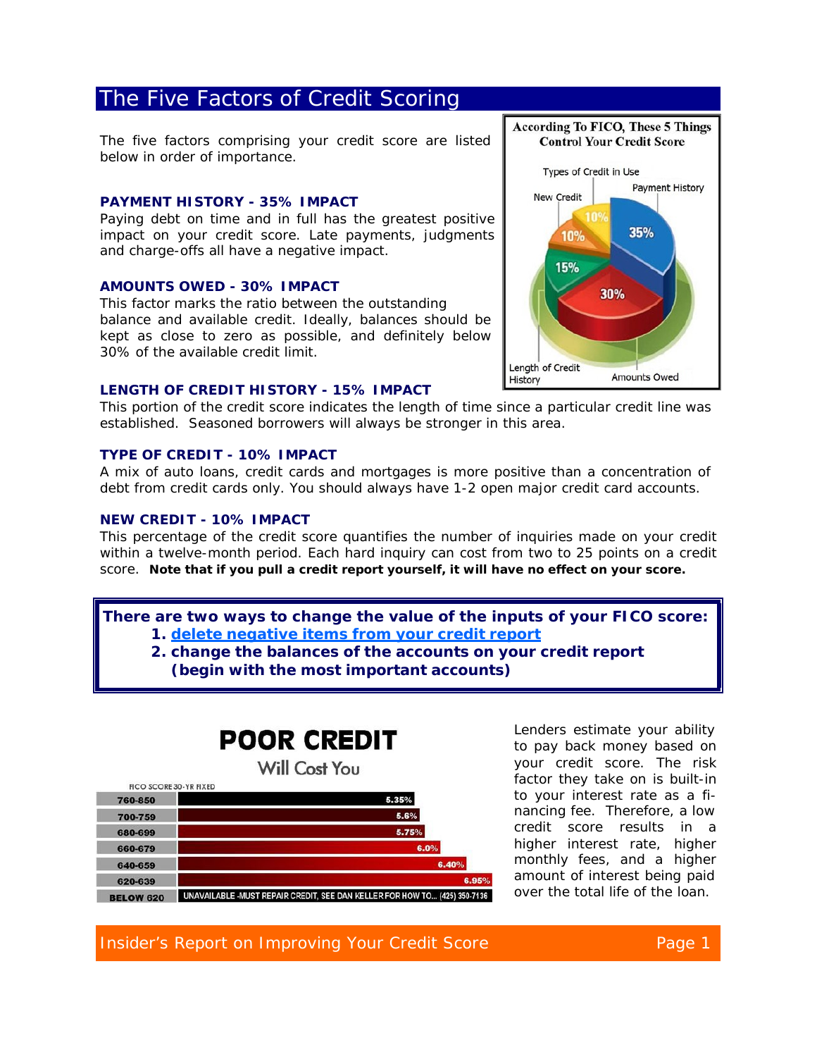# The Five Factors of Credit Scoring

The five factors comprising your credit score are listed below in order of importance.

### PAYMENT HISTORY - 35% IMPACT

Paying debt on time and in full has the greatest positive impact on your credit score. Late payments, judgments and charge-offs all have a negative impact.

### AMOUNTS OWED - 30% IMPACT

This factor marks the ratio between the outstanding balance and available credit. Ideally, balances should be kept as close to zero as possible, and definitely below 30% of the available credit limit.

**According To FICO, These 5 Things Control Your Credit Score**

- Payment History: 35%
- Amounts Owed: 30%
- Length of Credit History: 15%
- New Credit: 10%
- Types of Credit in Use: 10%

### LENGTH OF CREDIT HISTORY - 15% IMPACT

This portion of the credit score indicates the length of time since a particular credit line was established. Seasoned borrowers will always be stronger in this area.

### TYPE OF CREDIT - 10% IMPACT

A mix of auto loans, credit cards and mortgages is more positive than a concentration of debt from credit cards only. You should always have 1-2 open major credit card accounts.

### NEW CREDIT - 10% IMPACT

This percentage of the credit score quantifies the number of inquiries made on your credit within a twelve-month period. Each hard inquiry can cost from two to 25 points on a credit score. **Note that if you pull a credit report yourself, it will have no effect on your score.**

**There are two ways to change the value of the inputs of your FICO score:**

1. **delete negative items from your credit report**
2. **change the balances of the accounts on your credit report (begin with the most important accounts)**

## POOR CREDIT

Will Cost You

| FICO SCORE | 30-YR FIXED |
|---|---|
| 760-850 | 5.35% |
| 700-759 | 5.6% |
| 680-699 | 5.75% |
| 660-679 | 6.0% |
| 640-659 | 6.40% |
| 620-639 | 6.95% |
| BELOW 620 | UNAVAILABLE -MUST REPAIR CREDIT, SEE DAN KELLER FOR HOW TO... (425) 350-7136 |

Lenders estimate your ability to pay back money based on your credit score. The risk factor they take on is built-in to your interest rate as a financing fee. Therefore, a low credit score results in a higher interest rate, higher monthly fees, and a higher amount of interest being paid over the total life of the loan.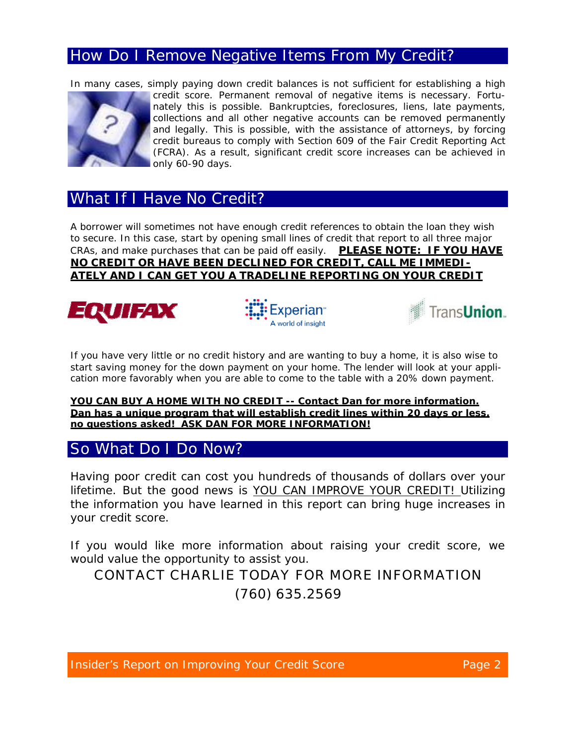## How Do I Remove Negative Items From My Credit?

In many cases, simply paying down credit balances is not sufficient for establishing a high credit score. Permanent removal of negative items is necessary. Fortunately this is possible. Bankruptcies, foreclosures, liens, late payments, collections and all other negative accounts can be removed permanently and legally. This is possible, with the assistance of attorneys, by forcing credit bureaus to comply with Section 609 of the Fair Credit Reporting Act (FCRA). As a result, significant credit score increases can be achieved in only 60-90 days.

## What If I Have No Credit?

A borrower will sometimes not have enough credit references to obtain the loan they wish to secure. In this case, start by opening small lines of credit that report to all three major CRAs, and make purchases that can be paid off easily. **PLEASE NOTE: IF YOU HAVE NO CREDIT OR HAVE BEEN DECLINED FOR CREDIT, CALL ME IMMEDIATELY AND I CAN GET YOU A TRADELINE REPORTING ON YOUR CREDIT**

EQUIFAX

Experian
A world of insight

TransUnion.

If you have very little or no credit history and are wanting to buy a home, it is also wise to start saving money for the down payment on your home. The lender will look at your application more favorably when you are able to come to the table with a 20% down payment.

**YOU CAN BUY A HOME WITH NO CREDIT -- Contact Dan for more information. Dan has a unique program that will establish credit lines within 20 days or less, no questions asked! ASK DAN FOR MORE INFORMATION!**

## So What Do I Do Now?

Having poor credit can cost you hundreds of thousands of dollars over your lifetime. But the good news is YOU CAN IMPROVE YOUR CREDIT! Utilizing the information you have learned in this report can bring huge increases in your credit score.

If you would like more information about raising your credit score, we would value the opportunity to assist you.

CONTACT CHARLIE TODAY FOR MORE INFORMATION

(760) 635.2569